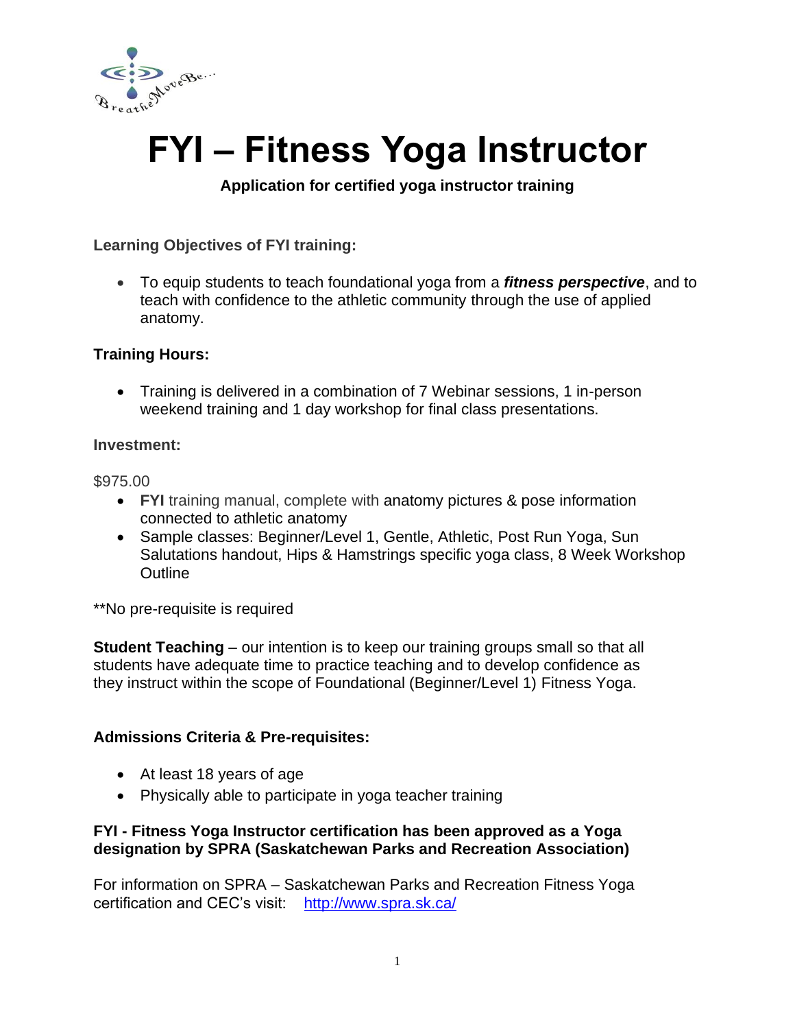# FYI – Fitness Yoga Instructor

**Application for certified yoga instructor training**

**Learning Objectives of FYI training:**

- To equip students to teach foundational yoga from a ***fitness perspective***, and to teach with confidence to the athletic community through the use of applied anatomy.

**Training Hours:**

- Training is delivered in a combination of 7 Webinar sessions, 1 in-person weekend training and 1 day workshop for final class presentations.

**Investment:**

$975.00

- **FYI** training manual, complete with anatomy pictures & pose information connected to athletic anatomy
- Sample classes: Beginner/Level 1, Gentle, Athletic, Post Run Yoga, Sun Salutations handout, Hips & Hamstrings specific yoga class, 8 Week Workshop Outline

**No pre-requisite is required

**Student Teaching** – our intention is to keep our training groups small so that all students have adequate time to practice teaching and to develop confidence as they instruct within the scope of Foundational (Beginner/Level 1) Fitness Yoga.

**Admissions Criteria & Pre-requisites:**

- At least 18 years of age
- Physically able to participate in yoga teacher training

**FYI - Fitness Yoga Instructor certification has been approved as a Yoga designation by SPRA (Saskatchewan Parks and Recreation Association)**

For information on SPRA – Saskatchewan Parks and Recreation Fitness Yoga certification and CEC's visit: http://www.spra.sk.ca/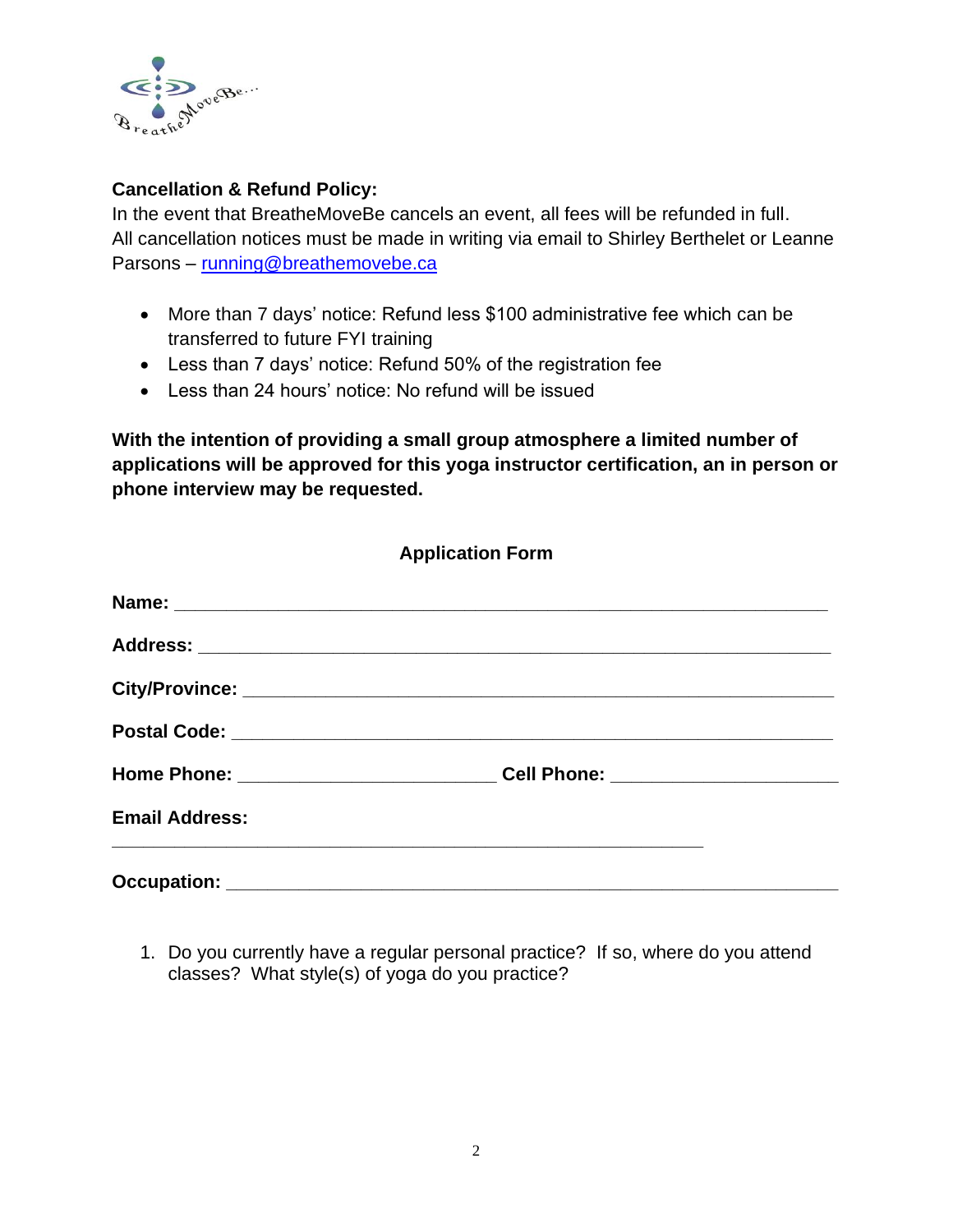**Cancellation & Refund Policy:**
In the event that BreatheMoveBe cancels an event, all fees will be refunded in full.
All cancellation notices must be made in writing via email to Shirley Berthelet or Leanne Parsons – [running@breathemovebe.ca](mailto:running@breathemovebe.ca)

- More than 7 days' notice: Refund less $100 administrative fee which can be transferred to future FYI training
- Less than 7 days' notice: Refund 50% of the registration fee
- Less than 24 hours' notice: No refund will be issued

**With the intention of providing a small group atmosphere a limited number of applications will be approved for this yoga instructor certification, an in person or phone interview may be requested.**

**Application Form**

**Name:** ______________________________________________________________

**Address:** ____________________________________________________________

**City/Province:** ________________________________________________________

**Postal Code:** _________________________________________________________

**Home Phone:** ________________________ **Cell Phone:** _____________________

**Email Address:**
________________________________________________________

**Occupation:** __________________________________________________________

1. Do you currently have a regular personal practice? If so, where do you attend classes? What style(s) of yoga do you practice?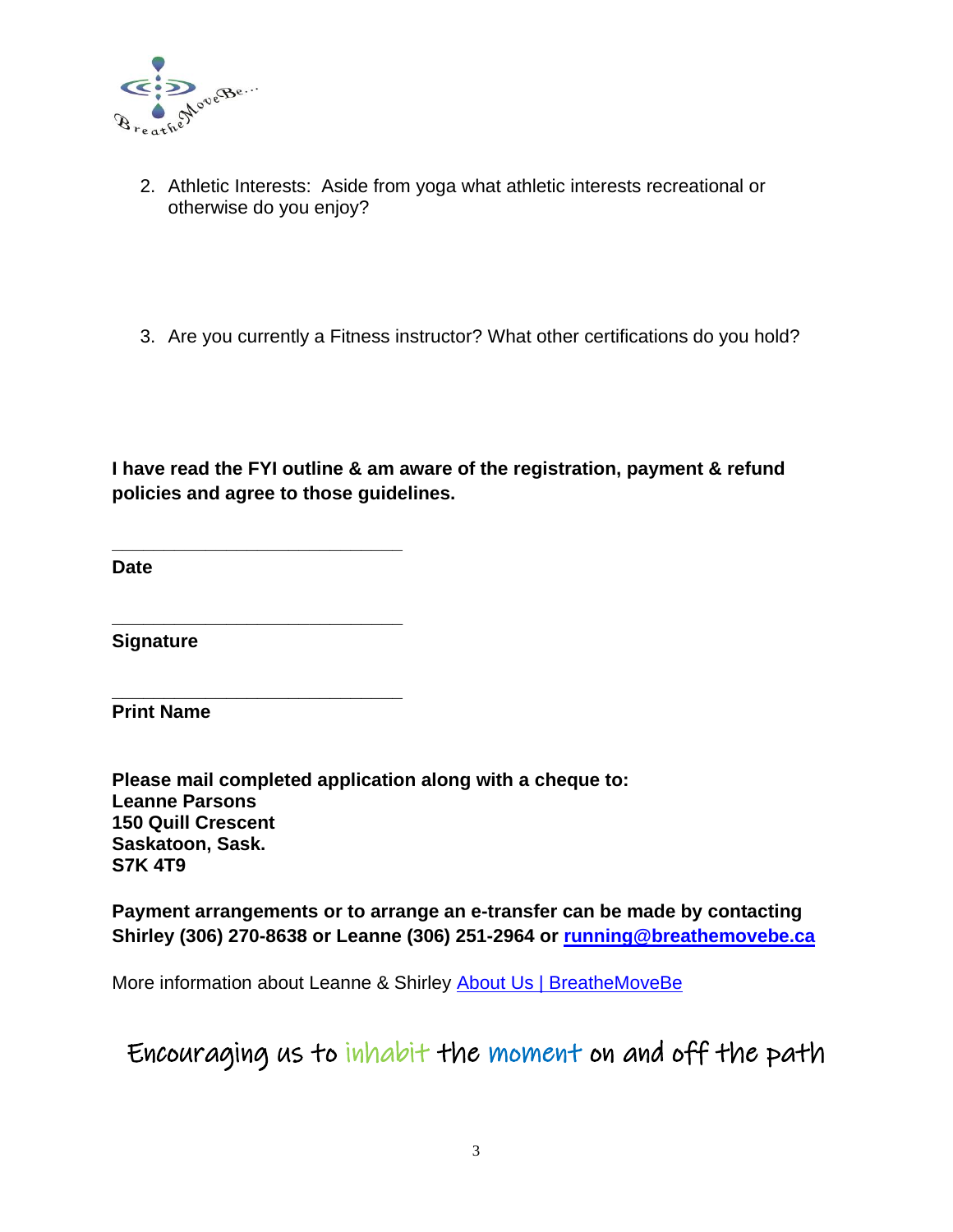2. Athletic Interests: Aside from yoga what athletic interests recreational or otherwise do you enjoy?

3. Are you currently a Fitness instructor? What other certifications do you hold?

**I have read the FYI outline & am aware of the registration, payment & refund policies and agree to those guidelines.**

\_\_\_\_\_\_\_\_\_\_\_\_\_\_\_\_\_\_\_\_\_\_\_\_\_\_\_\_\_\_\_

**Date**

\_\_\_\_\_\_\_\_\_\_\_\_\_\_\_\_\_\_\_\_\_\_\_\_\_\_\_\_\_\_\_

**Signature**

\_\_\_\_\_\_\_\_\_\_\_\_\_\_\_\_\_\_\_\_\_\_\_\_\_\_\_\_\_\_\_

**Print Name**

**Please mail completed application along with a cheque to:**
**Leanne Parsons**
**150 Quill Crescent**
**Saskatoon, Sask.**
**S7K 4T9**

**Payment arrangements or to arrange an e-transfer can be made by contacting Shirley (306) 270-8638 or Leanne (306) 251-2964 or [running@breathemovebe.ca](mailto:running@breathemovebe.ca)**

More information about Leanne & Shirley [About Us | BreatheMoveBe]()

Encouraging us to inhabit the moment on and off the path